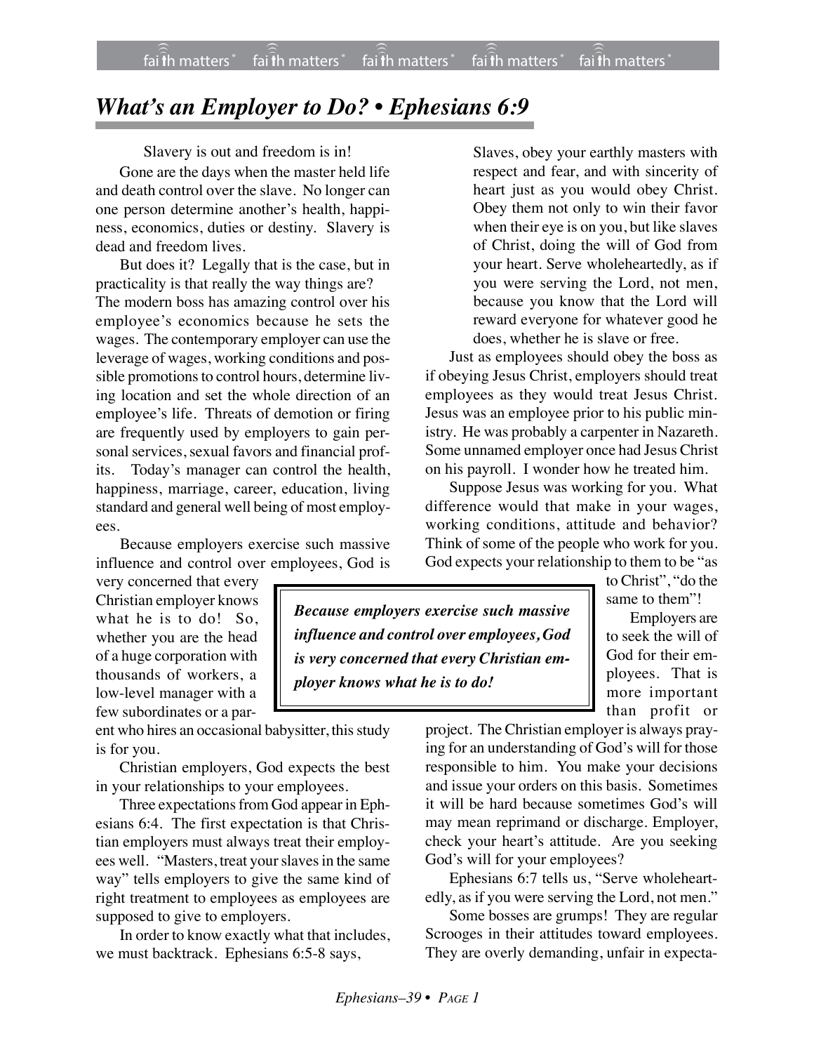# *What's an Employer to Do? • Ephesians 6:9*

Slavery is out and freedom is in!

Gone are the days when the master held life and death control over the slave. No longer can one person determine another's health, happiness, economics, duties or destiny. Slavery is dead and freedom lives.

But does it? Legally that is the case, but in practicality is that really the way things are? The modern boss has amazing control over his employee's economics because he sets the wages. The contemporary employer can use the leverage of wages, working conditions and possible promotions to control hours, determine living location and set the whole direction of an employee's life. Threats of demotion or firing are frequently used by employers to gain personal services, sexual favors and financial profits. Today's manager can control the health, happiness, marriage, career, education, living standard and general well being of most employees.

Because employers exercise such massive influence and control over employees, God is very concerned that every Christian employer knows what he is to do! So, whether you are the head of a huge corporation with thousands of workers, a low-level manager with a few subordinates or a parent who hires an occasional babysitter, this study is for you.

> ***Because employers exercise such massive influence and control over employees, God is very concerned that every Christian employer knows what he is to do!***

Christian employers, God expects the best in your relationships to your employees.

Three expectations from God appear in Ephesians 6:4. The first expectation is that Christian employers must always treat their employees well. "Masters, treat your slaves in the same way" tells employers to give the same kind of right treatment to employees as employees are supposed to give to employers.

In order to know exactly what that includes, we must backtrack. Ephesians 6:5-8 says,

> Slaves, obey your earthly masters with respect and fear, and with sincerity of heart just as you would obey Christ. Obey them not only to win their favor when their eye is on you, but like slaves of Christ, doing the will of God from your heart. Serve wholeheartedly, as if you were serving the Lord, not men, because you know that the Lord will reward everyone for whatever good he does, whether he is slave or free.

Just as employees should obey the boss as if obeying Jesus Christ, employers should treat employees as they would treat Jesus Christ. Jesus was an employee prior to his public ministry. He was probably a carpenter in Nazareth. Some unnamed employer once had Jesus Christ on his payroll. I wonder how he treated him.

Suppose Jesus was working for you. What difference would that make in your wages, working conditions, attitude and behavior? Think of some of the people who work for you. God expects your relationship to them to be "as to Christ", "do the same to them"!

Employers are to seek the will of God for their employees. That is more important than profit or project. The Christian employer is always praying for an understanding of God's will for those responsible to him. You make your decisions and issue your orders on this basis. Sometimes it will be hard because sometimes God's will may mean reprimand or discharge. Employer, check your heart's attitude. Are you seeking God's will for your employees?

Ephesians 6:7 tells us, "Serve wholeheartedly, as if you were serving the Lord, not men."

Some bosses are grumps! They are regular Scrooges in their attitudes toward employees. They are overly demanding, unfair in expecta-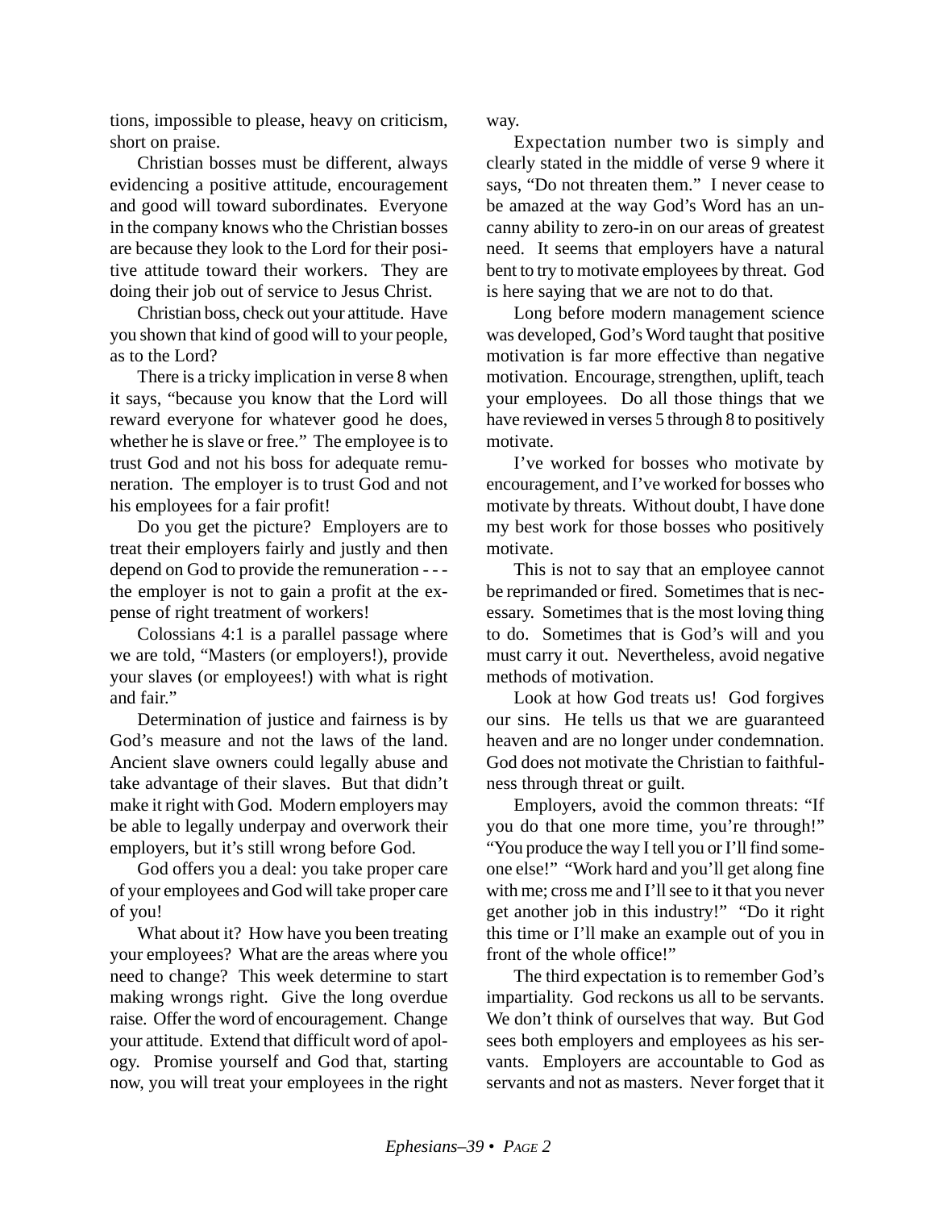tions, impossible to please, heavy on criticism, short on praise.

Christian bosses must be different, always evidencing a positive attitude, encouragement and good will toward subordinates. Everyone in the company knows who the Christian bosses are because they look to the Lord for their positive attitude toward their workers. They are doing their job out of service to Jesus Christ.

Christian boss, check out your attitude. Have you shown that kind of good will to your people, as to the Lord?

There is a tricky implication in verse 8 when it says, "because you know that the Lord will reward everyone for whatever good he does, whether he is slave or free." The employee is to trust God and not his boss for adequate remuneration. The employer is to trust God and not his employees for a fair profit!

Do you get the picture? Employers are to treat their employers fairly and justly and then depend on God to provide the remuneration - - - the employer is not to gain a profit at the expense of right treatment of workers!

Colossians 4:1 is a parallel passage where we are told, "Masters (or employers!), provide your slaves (or employees!) with what is right and fair."

Determination of justice and fairness is by God's measure and not the laws of the land. Ancient slave owners could legally abuse and take advantage of their slaves. But that didn't make it right with God. Modern employers may be able to legally underpay and overwork their employers, but it's still wrong before God.

God offers you a deal: you take proper care of your employees and God will take proper care of you!

What about it? How have you been treating your employees? What are the areas where you need to change? This week determine to start making wrongs right. Give the long overdue raise. Offer the word of encouragement. Change your attitude. Extend that difficult word of apology. Promise yourself and God that, starting now, you will treat your employees in the right way.

Expectation number two is simply and clearly stated in the middle of verse 9 where it says, "Do not threaten them." I never cease to be amazed at the way God's Word has an uncanny ability to zero-in on our areas of greatest need. It seems that employers have a natural bent to try to motivate employees by threat. God is here saying that we are not to do that.

Long before modern management science was developed, God's Word taught that positive motivation is far more effective than negative motivation. Encourage, strengthen, uplift, teach your employees. Do all those things that we have reviewed in verses 5 through 8 to positively motivate.

I've worked for bosses who motivate by encouragement, and I've worked for bosses who motivate by threats. Without doubt, I have done my best work for those bosses who positively motivate.

This is not to say that an employee cannot be reprimanded or fired. Sometimes that is necessary. Sometimes that is the most loving thing to do. Sometimes that is God's will and you must carry it out. Nevertheless, avoid negative methods of motivation.

Look at how God treats us! God forgives our sins. He tells us that we are guaranteed heaven and are no longer under condemnation. God does not motivate the Christian to faithfulness through threat or guilt.

Employers, avoid the common threats: "If you do that one more time, you're through!" "You produce the way I tell you or I'll find someone else!" "Work hard and you'll get along fine with me; cross me and I'll see to it that you never get another job in this industry!" "Do it right this time or I'll make an example out of you in front of the whole office!"

The third expectation is to remember God's impartiality. God reckons us all to be servants. We don't think of ourselves that way. But God sees both employers and employees as his servants. Employers are accountable to God as servants and not as masters. Never forget that it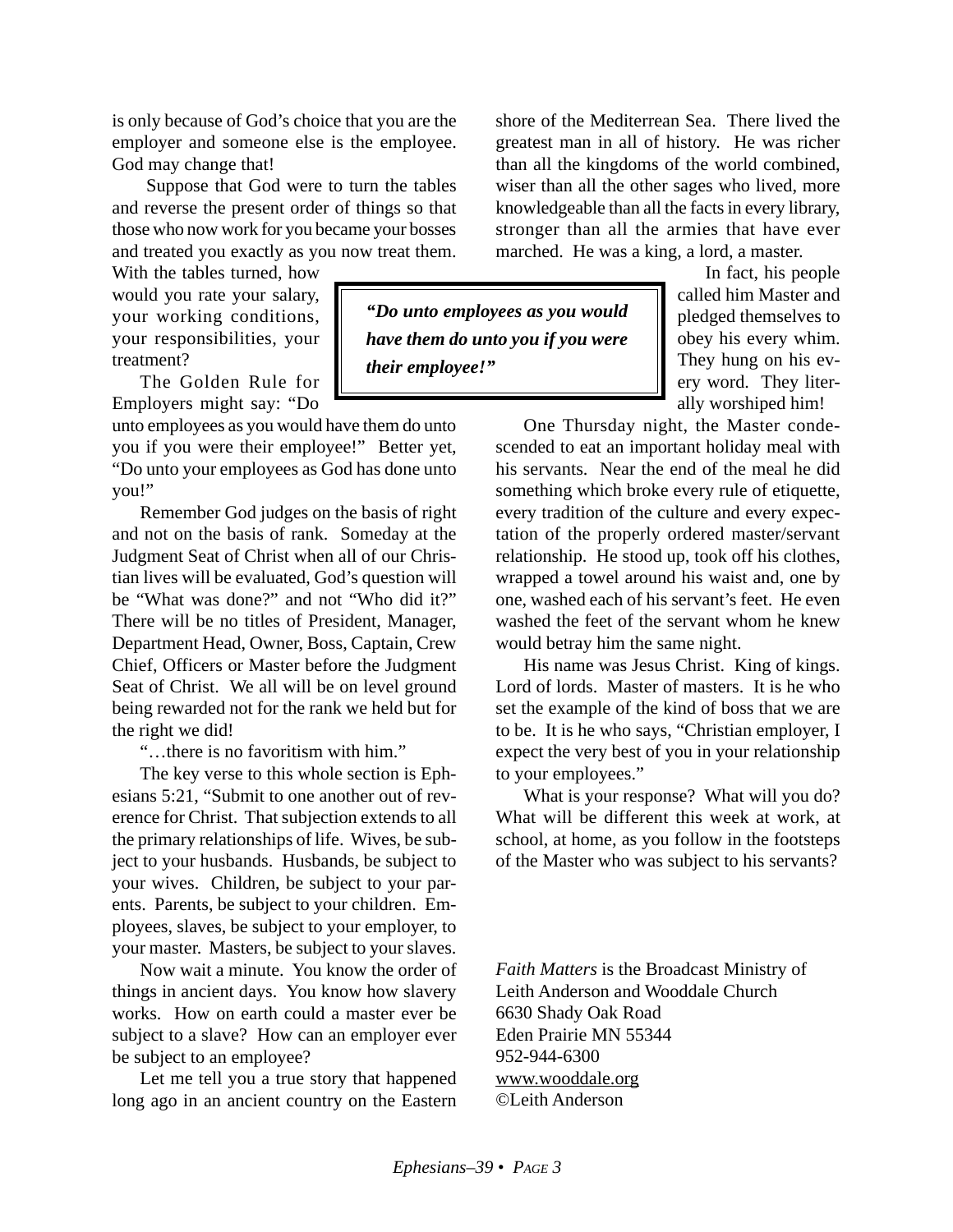is only because of God's choice that you are the employer and someone else is the employee. God may change that!

Suppose that God were to turn the tables and reverse the present order of things so that those who now work for you became your bosses and treated you exactly as you now treat them. With the tables turned, how would you rate your salary, your working conditions, your responsibilities, your treatment?

The Golden Rule for Employers might say: "Do unto employees as you would have them do unto you if you were their employee!" Better yet, "Do unto your employees as God has done unto you!"

> ***"Do unto employees as you would have them do unto you if you were their employee!"***

Remember God judges on the basis of right and not on the basis of rank. Someday at the Judgment Seat of Christ when all of our Christian lives will be evaluated, God's question will be "What was done?" and not "Who did it?" There will be no titles of President, Manager, Department Head, Owner, Boss, Captain, Crew Chief, Officers or Master before the Judgment Seat of Christ. We all will be on level ground being rewarded not for the rank we held but for the right we did!

"…there is no favoritism with him."

The key verse to this whole section is Ephesians 5:21, "Submit to one another out of reverence for Christ. That subjection extends to all the primary relationships of life. Wives, be subject to your husbands. Husbands, be subject to your wives. Children, be subject to your parents. Parents, be subject to your children. Employees, slaves, be subject to your employer, to your master. Masters, be subject to your slaves.

Now wait a minute. You know the order of things in ancient days. You know how slavery works. How on earth could a master ever be subject to a slave? How can an employer ever be subject to an employee?

Let me tell you a true story that happened long ago in an ancient country on the Eastern shore of the Mediterrean Sea. There lived the greatest man in all of history. He was richer than all the kingdoms of the world combined, wiser than all the other sages who lived, more knowledgeable than all the facts in every library, stronger than all the armies that have ever marched. He was a king, a lord, a master.

In fact, his people called him Master and pledged themselves to obey his every whim. They hung on his every word. They literally worshiped him!

One Thursday night, the Master condescended to eat an important holiday meal with his servants. Near the end of the meal he did something which broke every rule of etiquette, every tradition of the culture and every expectation of the properly ordered master/servant relationship. He stood up, took off his clothes, wrapped a towel around his waist and, one by one, washed each of his servant's feet. He even washed the feet of the servant whom he knew would betray him the same night.

His name was Jesus Christ. King of kings. Lord of lords. Master of masters. It is he who set the example of the kind of boss that we are to be. It is he who says, "Christian employer, I expect the very best of you in your relationship to your employees."

What is your response? What will you do? What will be different this week at work, at school, at home, as you follow in the footsteps of the Master who was subject to his servants?

*Faith Matters* is the Broadcast Ministry of
Leith Anderson and Wooddale Church
6630 Shady Oak Road
Eden Prairie MN 55344
952-944-6300
www.wooddale.org
©Leith Anderson